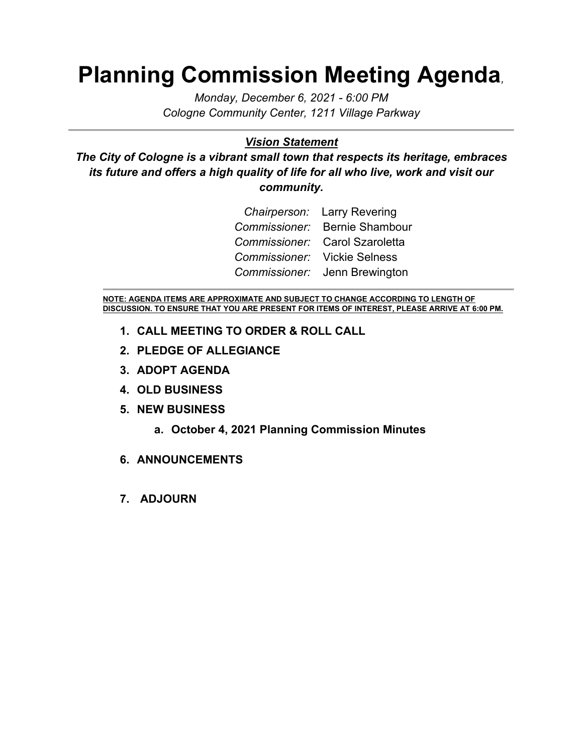# Planning Commission Meeting Agenda,

*Monday, December 6, 2021 - 6:00 PM*
*Cologne Community Center, 1211 Village Parkway*

---

***Vision Statement***

***The City of Cologne is a vibrant small town that respects its heritage, embraces its future and offers a high quality of life for all who live, work and visit our community.***

| | |
|---|---|
| *Chairperson:* | Larry Revering |
| *Commissioner:* | Bernie Shambour |
| *Commissioner:* | Carol Szaroletta |
| *Commissioner:* | Vickie Selness |
| *Commissioner:* | Jenn Brewington |

---

**NOTE: AGENDA ITEMS ARE APPROXIMATE AND SUBJECT TO CHANGE ACCORDING TO LENGTH OF DISCUSSION. TO ENSURE THAT YOU ARE PRESENT FOR ITEMS OF INTEREST, PLEASE ARRIVE AT 6:00 PM.**

1. **CALL MEETING TO ORDER & ROLL CALL**
2. **PLEDGE OF ALLEGIANCE**
3. **ADOPT AGENDA**
4. **OLD BUSINESS**
5. **NEW BUSINESS**
   a. **October 4, 2021 Planning Commission Minutes**
6. **ANNOUNCEMENTS**
7. **ADJOURN**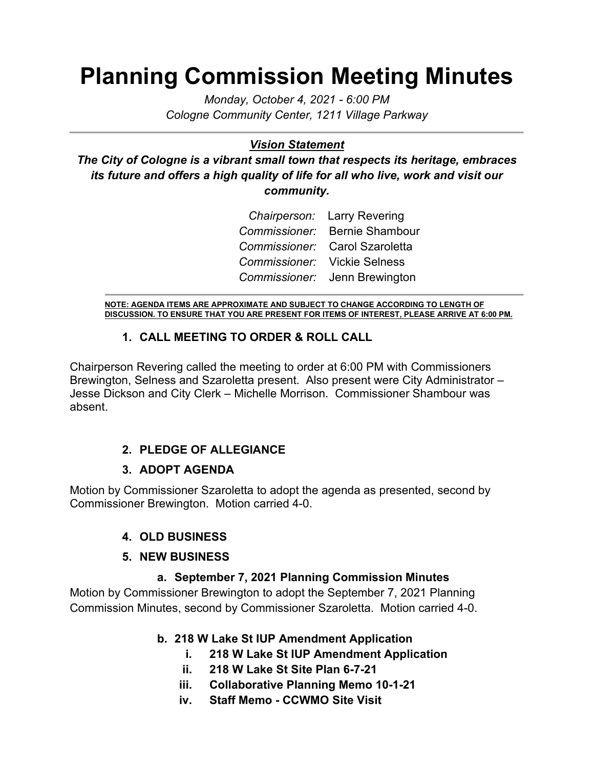# Planning Commission Meeting Minutes

*Monday, October 4, 2021 - 6:00 PM*
*Cologne Community Center, 1211 Village Parkway*

---

***Vision Statement***

***The City of Cologne is a vibrant small town that respects its heritage, embraces its future and offers a high quality of life for all who live, work and visit our community.***

*Chairperson:* Larry Revering
*Commissioner:* Bernie Shambour
*Commissioner:* Carol Szaroletta
*Commissioner:* Vickie Selness
*Commissioner:* Jenn Brewington

---

**NOTE: AGENDA ITEMS ARE APPROXIMATE AND SUBJECT TO CHANGE ACCORDING TO LENGTH OF DISCUSSION. TO ENSURE THAT YOU ARE PRESENT FOR ITEMS OF INTEREST, PLEASE ARRIVE AT 6:00 PM.**

### 1. CALL MEETING TO ORDER & ROLL CALL

Chairperson Revering called the meeting to order at 6:00 PM with Commissioners Brewington, Selness and Szaroletta present. Also present were City Administrator – Jesse Dickson and City Clerk – Michelle Morrison. Commissioner Shambour was absent.

### 2. PLEDGE OF ALLEGIANCE

### 3. ADOPT AGENDA

Motion by Commissioner Szaroletta to adopt the agenda as presented, second by Commissioner Brewington. Motion carried 4-0.

### 4. OLD BUSINESS

### 5. NEW BUSINESS

#### a. September 7, 2021 Planning Commission Minutes

Motion by Commissioner Brewington to adopt the September 7, 2021 Planning Commission Minutes, second by Commissioner Szaroletta. Motion carried 4-0.

#### b. 218 W Lake St IUP Amendment Application

- **i. 218 W Lake St IUP Amendment Application**
- **ii. 218 W Lake St Site Plan 6-7-21**
- **iii. Collaborative Planning Memo 10-1-21**
- **iv. Staff Memo - CCWMO Site Visit**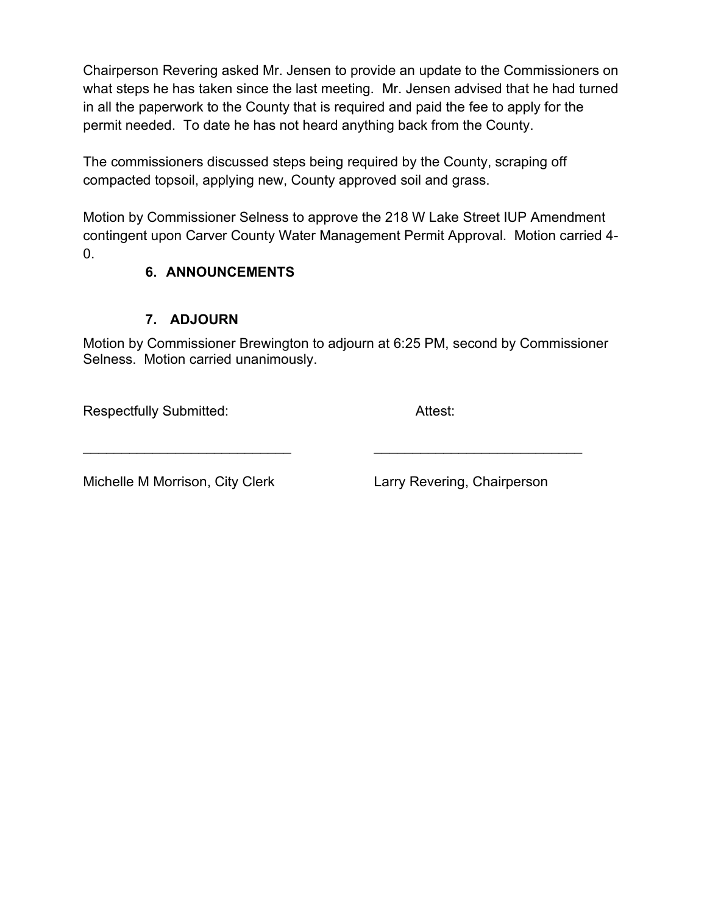Chairperson Revering asked Mr. Jensen to provide an update to the Commissioners on what steps he has taken since the last meeting. Mr. Jensen advised that he had turned in all the paperwork to the County that is required and paid the fee to apply for the permit needed. To date he has not heard anything back from the County.

The commissioners discussed steps being required by the County, scraping off compacted topsoil, applying new, County approved soil and grass.

Motion by Commissioner Selness to approve the 218 W Lake Street IUP Amendment contingent upon Carver County Water Management Permit Approval. Motion carried 4-0.

### 6. ANNOUNCEMENTS

### 7. ADJOURN

Motion by Commissioner Brewington to adjourn at 6:25 PM, second by Commissioner Selness. Motion carried unanimously.

Respectfully Submitted: Attest:

___________________________ ___________________________

Michelle M Morrison, City Clerk Larry Revering, Chairperson